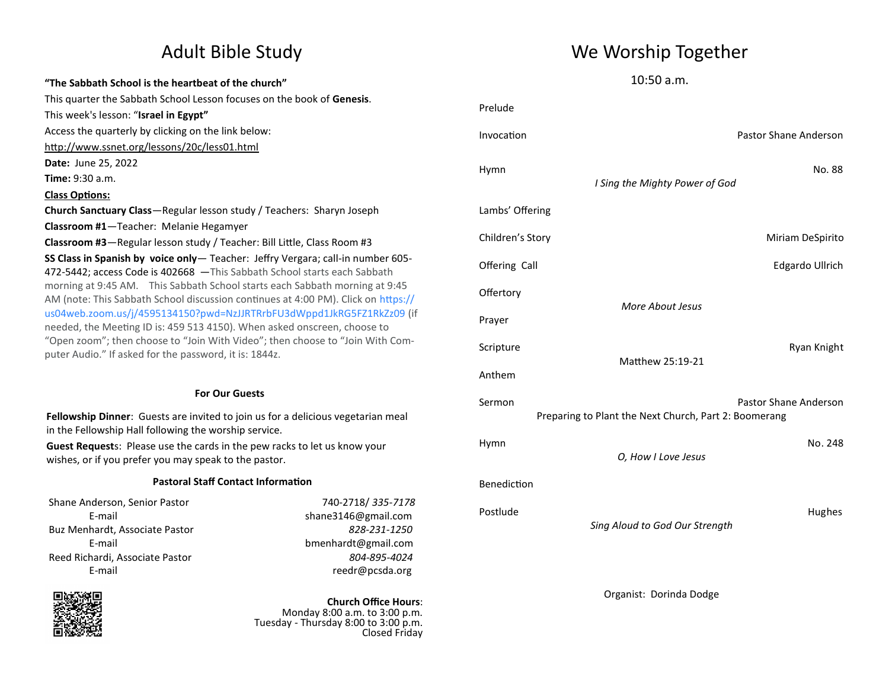# Adult Bible Study

**"The Sabbath School is the heartbeat of the church"**

This quarter the Sabbath School Lesson focuses on the book of **Genesis**.

This week's lesson: "**Israel in Egypt"**

Access the quarterly by clicking on the link below:

http://www.ssnet.org/lessons/20c/less01.html

**Date:** June 25, 2022

**Time:** 9:30 a.m.

**Class Options:**

**Church Sanctuary Class**—Regular lesson study / Teachers: Sharyn Joseph

**Classroom #1**—Teacher: Melanie Hegamyer

**Classroom #3**—Regular lesson study / Teacher: Bill Little, Class Room #3

**SS Class in Spanish by voice only**— Teacher: Jeffry Vergara; call-in number 605-472-5442; access Code is 402668 —This Sabbath School starts each Sabbath morning at 9:45 AM. This Sabbath School starts each Sabbath morning at 9:45 AM (note: This Sabbath School discussion continues at 4:00 PM). Click on https://us04web.zoom.us/j/4595134150?pwd=NzJJRTRrbFU3dWppd1JkRG5FZ1RkZz09 (if needed, the Meeting ID is: 459 513 4150). When asked onscreen, choose to "Open zoom"; then choose to "Join With Video"; then choose to "Join With Computer Audio." If asked for the password, it is: 1844z.

### For Our Guests

**Fellowship Dinner**: Guests are invited to join us for a delicious vegetarian meal in the Fellowship Hall following the worship service.

**Guest Requests**: Please use the cards in the pew racks to let us know your wishes, or if you prefer you may speak to the pastor.

### Pastoral Staff Contact Information

| | |
|---|---|
| Shane Anderson, Senior Pastor | 740-2718/ *335-7178* |
| E-mail | shane3146@gmail.com |
| Buz Menhardt, Associate Pastor | *828-231-1250* |
| E-mail | bmenhardt@gmail.com |
| Reed Richardi, Associate Pastor | *804-895-4024* |
| E-mail | reedr@pcsda.org |

**Church Office Hours**:
Monday 8:00 a.m. to 3:00 p.m.
Tuesday - Thursday 8:00 to 3:00 p.m.
Closed Friday

# We Worship Together

10:50 a.m.

Prelude

Invocation — Pastor Shane Anderson

Hymn — No. 88
*I Sing the Mighty Power of God*

Lambs' Offering

Children's Story — Miriam DeSpirito

Offering Call — Edgardo Ullrich

Offertory
*More About Jesus*

Prayer

Scripture — Ryan Knight
Matthew 25:19-21

Anthem

Sermon — Pastor Shane Anderson
Preparing to Plant the Next Church, Part 2: Boomerang

Hymn — No. 248
*O, How I Love Jesus*

Benediction

Postlude — Hughes
*Sing Aloud to God Our Strength*

Organist: Dorinda Dodge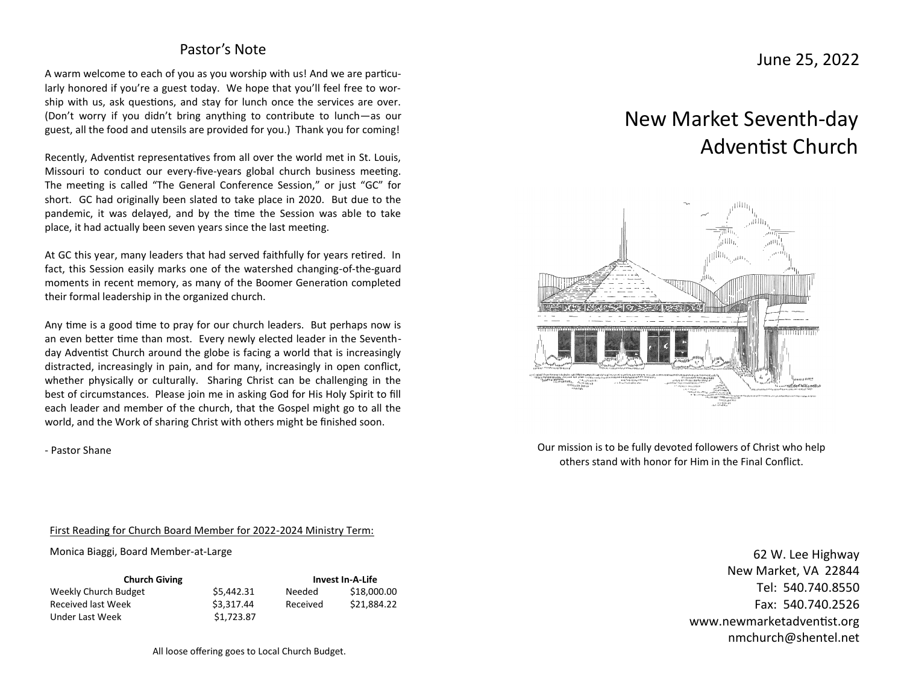## Pastor's Note

A warm welcome to each of you as you worship with us! And we are particularly honored if you're a guest today. We hope that you'll feel free to worship with us, ask questions, and stay for lunch once the services are over. (Don't worry if you didn't bring anything to contribute to lunch—as our guest, all the food and utensils are provided for you.) Thank you for coming!

Recently, Adventist representatives from all over the world met in St. Louis, Missouri to conduct our every-five-years global church business meeting. The meeting is called "The General Conference Session," or just "GC" for short. GC had originally been slated to take place in 2020. But due to the pandemic, it was delayed, and by the time the Session was able to take place, it had actually been seven years since the last meeting.

At GC this year, many leaders that had served faithfully for years retired. In fact, this Session easily marks one of the watershed changing-of-the-guard moments in recent memory, as many of the Boomer Generation completed their formal leadership in the organized church.

Any time is a good time to pray for our church leaders. But perhaps now is an even better time than most. Every newly elected leader in the Seventh-day Adventist Church around the globe is facing a world that is increasingly distracted, increasingly in pain, and for many, increasingly in open conflict, whether physically or culturally. Sharing Christ can be challenging in the best of circumstances. Please join me in asking God for His Holy Spirit to fill each leader and member of the church, that the Gospel might go to all the world, and the Work of sharing Christ with others might be finished soon.

- Pastor Shane

First Reading for Church Board Member for 2022-2024 Ministry Term:

Monica Biaggi, Board Member-at-Large

| **Church Giving** | | **Invest In-A-Life** | |
|---|---|---|---|
| Weekly Church Budget | $5,442.31 | Needed | $18,000.00 |
| Received last Week | $3,317.44 | Received | $21,884.22 |
| Under Last Week | $1,723.87 | | |

All loose offering goes to Local Church Budget.

June 25, 2022

# New Market Seventh-day Adventist Church

Our mission is to be fully devoted followers of Christ who help others stand with honor for Him in the Final Conflict.

62 W. Lee Highway
New Market, VA 22844
Tel: 540.740.8550
Fax: 540.740.2526
www.newmarketadventist.org
nmchurch@shentel.net